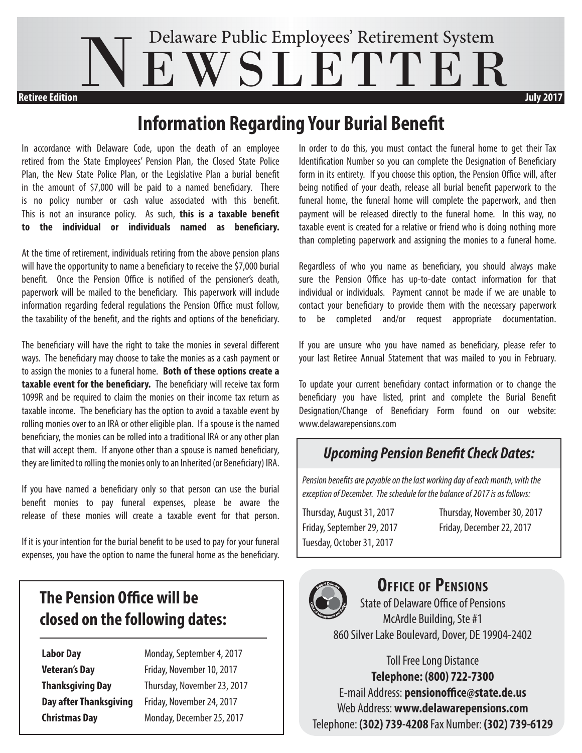# Delaware Public Employees' Retirement System NEWSLETTER

**Retiree Edition** **July 2017**

## Information Regarding Your Burial Benefit

In accordance with Delaware Code, upon the death of an employee retired from the State Employees' Pension Plan, the Closed State Police Plan, the New State Police Plan, or the Legislative Plan a burial benefit in the amount of $7,000 will be paid to a named beneficiary. There is no policy number or cash value associated with this benefit. This is not an insurance policy. As such, **this is a taxable benefit to the individual or individuals named as beneficiary.**

At the time of retirement, individuals retiring from the above pension plans will have the opportunity to name a beneficiary to receive the $7,000 burial benefit. Once the Pension Office is notified of the pensioner's death, paperwork will be mailed to the beneficiary. This paperwork will include information regarding federal regulations the Pension Office must follow, the taxability of the benefit, and the rights and options of the beneficiary.

The beneficiary will have the right to take the monies in several different ways. The beneficiary may choose to take the monies as a cash payment or to assign the monies to a funeral home. **Both of these options create a taxable event for the beneficiary.** The beneficiary will receive tax form 1099R and be required to claim the monies on their income tax return as taxable income. The beneficiary has the option to avoid a taxable event by rolling monies over to an IRA or other eligible plan. If a spouse is the named beneficiary, the monies can be rolled into a traditional IRA or any other plan that will accept them. If anyone other than a spouse is named beneficiary, they are limited to rolling the monies only to an Inherited (or Beneficiary) IRA.

If you have named a beneficiary only so that person can use the burial benefit monies to pay funeral expenses, please be aware the release of these monies will create a taxable event for that person.

If it is your intention for the burial benefit to be used to pay for your funeral expenses, you have the option to name the funeral home as the beneficiary. In order to do this, you must contact the funeral home to get their Tax Identification Number so you can complete the Designation of Beneficiary form in its entirety. If you choose this option, the Pension Office will, after being notified of your death, release all burial benefit paperwork to the funeral home, the funeral home will complete the paperwork, and then payment will be released directly to the funeral home. In this way, no taxable event is created for a relative or friend who is doing nothing more than completing paperwork and assigning the monies to a funeral home.

Regardless of who you name as beneficiary, you should always make sure the Pension Office has up-to-date contact information for that individual or individuals. Payment cannot be made if we are unable to contact your beneficiary to provide them with the necessary paperwork to be completed and/or request appropriate documentation.

If you are unsure who you have named as beneficiary, please refer to your last Retiree Annual Statement that was mailed to you in February.

To update your current beneficiary contact information or to change the beneficiary you have listed, print and complete the Burial Benefit Designation/Change of Beneficiary Form found on our website: www.delawarepensions.com

### *Upcoming Pension Benefit Check Dates:*

*Pension benefits are payable on the last working day of each month, with the exception of December. The schedule for the balance of 2017 is as follows:*

- Thursday, August 31, 2017
- Friday, September 29, 2017
- Tuesday, October 31, 2017
- Thursday, November 30, 2017
- Friday, December 22, 2017

### The Pension Office will be closed on the following dates:

| | |
|---|---|
| **Labor Day** | Monday, September 4, 2017 |
| **Veteran's Day** | Friday, November 10, 2017 |
| **Thanksgiving Day** | Thursday, November 23, 2017 |
| **Day after Thanksgiving** | Friday, November 24, 2017 |
| **Christmas Day** | Monday, December 25, 2017 |

### Office of Pensions

State of Delaware Office of Pensions
McArdle Building, Ste #1
860 Silver Lake Boulevard, Dover, DE 19904-2402

Toll Free Long Distance
**Telephone: (800) 722-7300**
E-mail Address: **pensionoffice@state.de.us**
Web Address: **www.delawarepensions.com**
Telephone: **(302) 739-4208** Fax Number: **(302) 739-6129**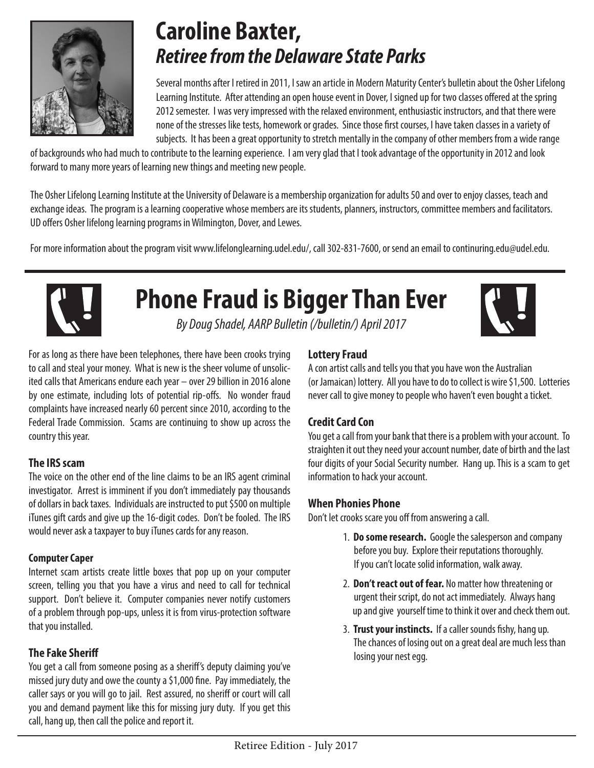# Caroline Baxter,

## *Retiree from the Delaware State Parks*

Several months after I retired in 2011, I saw an article in Modern Maturity Center's bulletin about the Osher Lifelong Learning Institute. After attending an open house event in Dover, I signed up for two classes offered at the spring 2012 semester. I was very impressed with the relaxed environment, enthusiastic instructors, and that there were none of the stresses like tests, homework or grades. Since those first courses, I have taken classes in a variety of subjects. It has been a great opportunity to stretch mentally in the company of other members from a wide range of backgrounds who had much to contribute to the learning experience. I am very glad that I took advantage of the opportunity in 2012 and look forward to many more years of learning new things and meeting new people.

The Osher Lifelong Learning Institute at the University of Delaware is a membership organization for adults 50 and over to enjoy classes, teach and exchange ideas. The program is a learning cooperative whose members are its students, planners, instructors, committee members and facilitators. UD offers Osher lifelong learning programs in Wilmington, Dover, and Lewes.

For more information about the program visit www.lifelonglearning.udel.edu/, call 302-831-7600, or send an email to continuring.edu@udel.edu.

# Phone Fraud is Bigger Than Ever

*By Doug Shadel, AARP Bulletin (/bulletin/) April 2017*

For as long as there have been telephones, there have been crooks trying to call and steal your money. What is new is the sheer volume of unsolicited calls that Americans endure each year – over 29 billion in 2016 alone by one estimate, including lots of potential rip-offs. No wonder fraud complaints have increased nearly 60 percent since 2010, according to the Federal Trade Commission. Scams are continuing to show up across the country this year.

### The IRS scam

The voice on the other end of the line claims to be an IRS agent criminal investigator. Arrest is imminent if you don't immediately pay thousands of dollars in back taxes. Individuals are instructed to put $500 on multiple iTunes gift cards and give up the 16-digit codes. Don't be fooled. The IRS would never ask a taxpayer to buy iTunes cards for any reason.

### Computer Caper

Internet scam artists create little boxes that pop up on your computer screen, telling you that you have a virus and need to call for technical support. Don't believe it. Computer companies never notify customers of a problem through pop-ups, unless it is from virus-protection software that you installed.

### The Fake Sheriff

You get a call from someone posing as a sheriff's deputy claiming you've missed jury duty and owe the county a $1,000 fine. Pay immediately, the caller says or you will go to jail. Rest assured, no sheriff or court will call you and demand payment like this for missing jury duty. If you get this call, hang up, then call the police and report it.

### Lottery Fraud

A con artist calls and tells you that you have won the Australian (or Jamaican) lottery. All you have to do to collect is wire $1,500. Lotteries never call to give money to people who haven't even bought a ticket.

### Credit Card Con

You get a call from your bank that there is a problem with your account. To straighten it out they need your account number, date of birth and the last four digits of your Social Security number. Hang up. This is a scam to get information to hack your account.

### When Phonies Phone

Don't let crooks scare you off from answering a call.

1. **Do some research.** Google the salesperson and company before you buy. Explore their reputations thoroughly. If you can't locate solid information, walk away.
2. **Don't react out of fear.** No matter how threatening or urgent their script, do not act immediately. Always hang up and give yourself time to think it over and check them out.
3. **Trust your instincts.** If a caller sounds fishy, hang up. The chances of losing out on a great deal are much less than losing your nest egg.